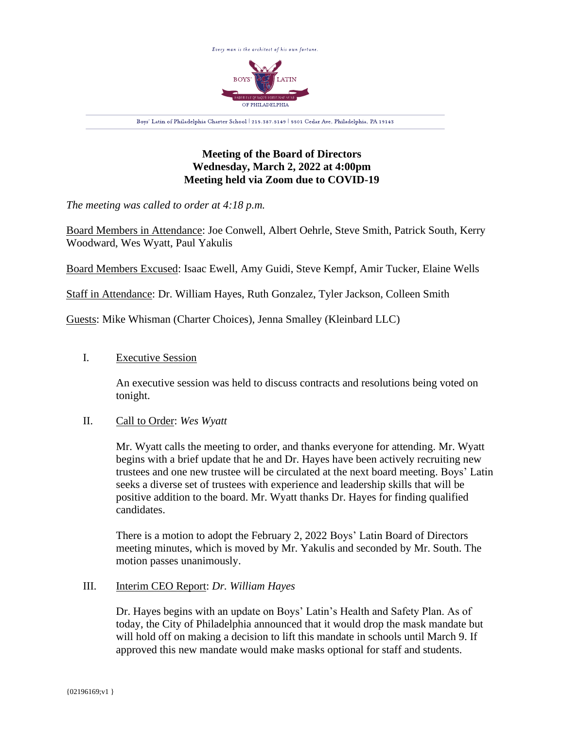Every man is the architect of his own fortune.

BOYS' LATIN OF PHILADELPHIA

Boys' Latin of Philadelphia Charter School | 215.387.5149 | 5501 Cedar Ave, Philadelphia, PA 19143

**Meeting of the Board of Directors**
**Wednesday, March 2, 2022 at 4:00pm**
**Meeting held via Zoom due to COVID-19**

*The meeting was called to order at 4:18 p.m.*

Board Members in Attendance: Joe Conwell, Albert Oehrle, Steve Smith, Patrick South, Kerry Woodward, Wes Wyatt, Paul Yakulis

Board Members Excused: Isaac Ewell, Amy Guidi, Steve Kempf, Amir Tucker, Elaine Wells

Staff in Attendance: Dr. William Hayes, Ruth Gonzalez, Tyler Jackson, Colleen Smith

Guests: Mike Whisman (Charter Choices), Jenna Smalley (Kleinbard LLC)

I. Executive Session

An executive session was held to discuss contracts and resolutions being voted on tonight.

II. Call to Order: *Wes Wyatt*

Mr. Wyatt calls the meeting to order, and thanks everyone for attending. Mr. Wyatt begins with a brief update that he and Dr. Hayes have been actively recruiting new trustees and one new trustee will be circulated at the next board meeting. Boys' Latin seeks a diverse set of trustees with experience and leadership skills that will be positive addition to the board. Mr. Wyatt thanks Dr. Hayes for finding qualified candidates.

There is a motion to adopt the February 2, 2022 Boys' Latin Board of Directors meeting minutes, which is moved by Mr. Yakulis and seconded by Mr. South. The motion passes unanimously.

III. Interim CEO Report: *Dr. William Hayes*

Dr. Hayes begins with an update on Boys' Latin's Health and Safety Plan. As of today, the City of Philadelphia announced that it would drop the mask mandate but will hold off on making a decision to lift this mandate in schools until March 9. If approved this new mandate would make masks optional for staff and students.

{02196169;v1 }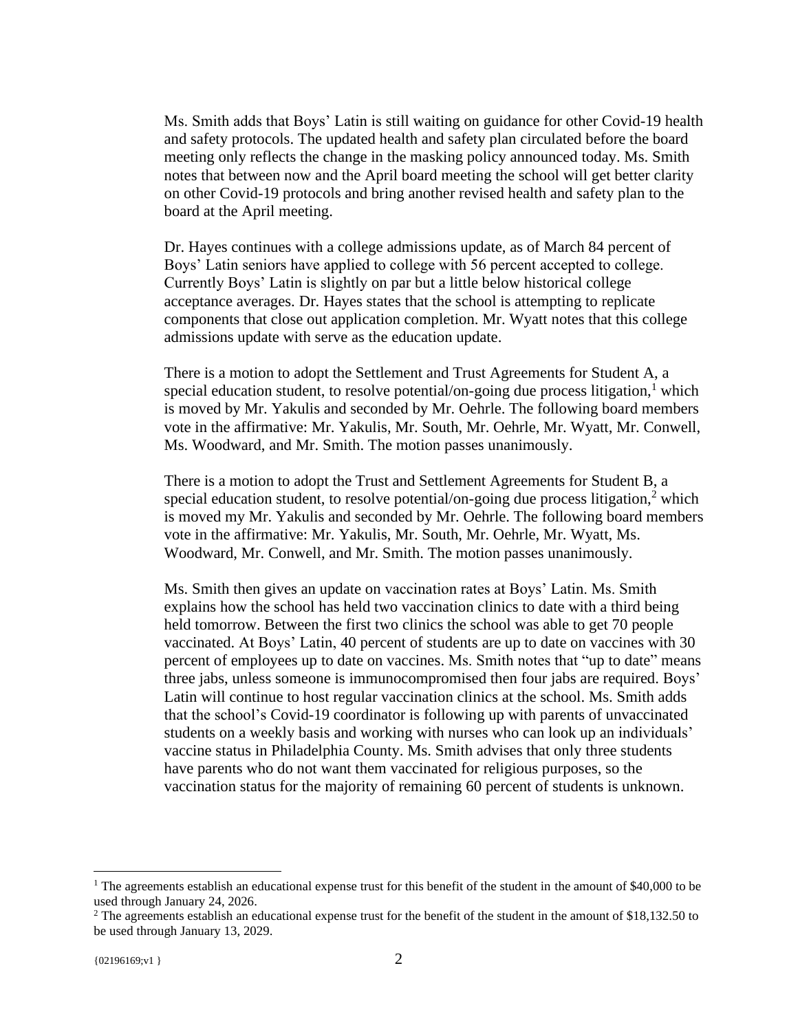Ms. Smith adds that Boys' Latin is still waiting on guidance for other Covid-19 health and safety protocols. The updated health and safety plan circulated before the board meeting only reflects the change in the masking policy announced today. Ms. Smith notes that between now and the April board meeting the school will get better clarity on other Covid-19 protocols and bring another revised health and safety plan to the board at the April meeting.

Dr. Hayes continues with a college admissions update, as of March 84 percent of Boys' Latin seniors have applied to college with 56 percent accepted to college. Currently Boys' Latin is slightly on par but a little below historical college acceptance averages. Dr. Hayes states that the school is attempting to replicate components that close out application completion. Mr. Wyatt notes that this college admissions update with serve as the education update.

There is a motion to adopt the Settlement and Trust Agreements for Student A, a special education student, to resolve potential/on-going due process litigation,[1] which is moved by Mr. Yakulis and seconded by Mr. Oehrle. The following board members vote in the affirmative: Mr. Yakulis, Mr. South, Mr. Oehrle, Mr. Wyatt, Mr. Conwell, Ms. Woodward, and Mr. Smith. The motion passes unanimously.

There is a motion to adopt the Trust and Settlement Agreements for Student B, a special education student, to resolve potential/on-going due process litigation,[2] which is moved my Mr. Yakulis and seconded by Mr. Oehrle. The following board members vote in the affirmative: Mr. Yakulis, Mr. South, Mr. Oehrle, Mr. Wyatt, Ms. Woodward, Mr. Conwell, and Mr. Smith. The motion passes unanimously.

Ms. Smith then gives an update on vaccination rates at Boys' Latin. Ms. Smith explains how the school has held two vaccination clinics to date with a third being held tomorrow. Between the first two clinics the school was able to get 70 people vaccinated. At Boys' Latin, 40 percent of students are up to date on vaccines with 30 percent of employees up to date on vaccines. Ms. Smith notes that "up to date" means three jabs, unless someone is immunocompromised then four jabs are required. Boys' Latin will continue to host regular vaccination clinics at the school. Ms. Smith adds that the school's Covid-19 coordinator is following up with parents of unvaccinated students on a weekly basis and working with nurses who can look up an individuals' vaccine status in Philadelphia County. Ms. Smith advises that only three students have parents who do not want them vaccinated for religious purposes, so the vaccination status for the majority of remaining 60 percent of students is unknown.

---

[1] The agreements establish an educational expense trust for this benefit of the student in the amount of $40,000 to be used through January 24, 2026.

[2] The agreements establish an educational expense trust for the benefit of the student in the amount of $18,132.50 to be used through January 13, 2029.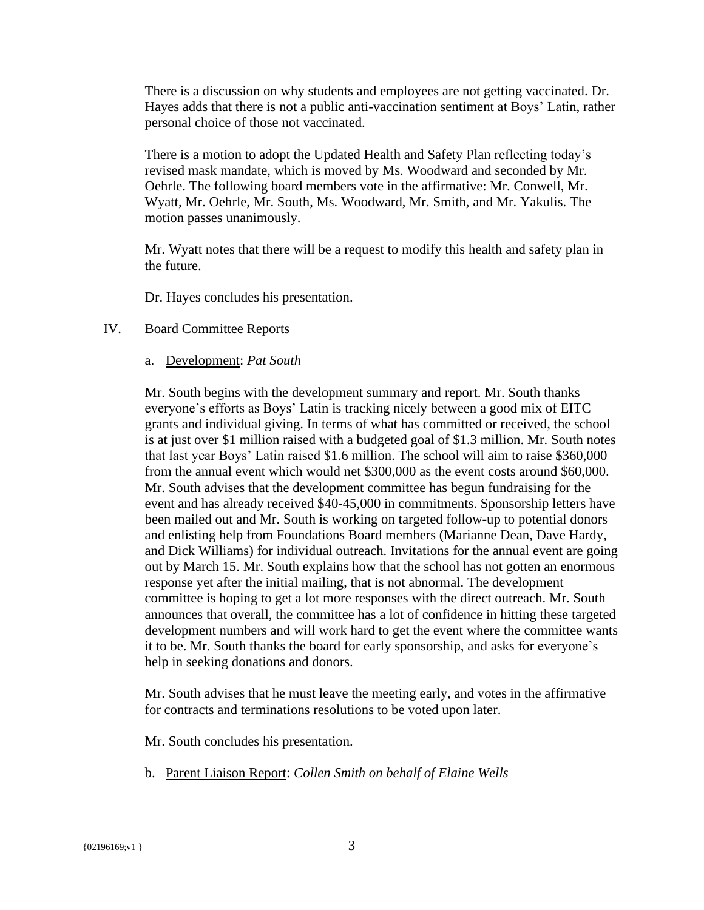There is a discussion on why students and employees are not getting vaccinated. Dr. Hayes adds that there is not a public anti-vaccination sentiment at Boys' Latin, rather personal choice of those not vaccinated.

There is a motion to adopt the Updated Health and Safety Plan reflecting today's revised mask mandate, which is moved by Ms. Woodward and seconded by Mr. Oehrle. The following board members vote in the affirmative: Mr. Conwell, Mr. Wyatt, Mr. Oehrle, Mr. South, Ms. Woodward, Mr. Smith, and Mr. Yakulis. The motion passes unanimously.

Mr. Wyatt notes that there will be a request to modify this health and safety plan in the future.

Dr. Hayes concludes his presentation.

IV. Board Committee Reports

a. Development: *Pat South*

Mr. South begins with the development summary and report. Mr. South thanks everyone's efforts as Boys' Latin is tracking nicely between a good mix of EITC grants and individual giving. In terms of what has committed or received, the school is at just over $1 million raised with a budgeted goal of $1.3 million. Mr. South notes that last year Boys' Latin raised $1.6 million. The school will aim to raise $360,000 from the annual event which would net $300,000 as the event costs around $60,000. Mr. South advises that the development committee has begun fundraising for the event and has already received $40-45,000 in commitments. Sponsorship letters have been mailed out and Mr. South is working on targeted follow-up to potential donors and enlisting help from Foundations Board members (Marianne Dean, Dave Hardy, and Dick Williams) for individual outreach. Invitations for the annual event are going out by March 15. Mr. South explains how that the school has not gotten an enormous response yet after the initial mailing, that is not abnormal. The development committee is hoping to get a lot more responses with the direct outreach. Mr. South announces that overall, the committee has a lot of confidence in hitting these targeted development numbers and will work hard to get the event where the committee wants it to be. Mr. South thanks the board for early sponsorship, and asks for everyone's help in seeking donations and donors.

Mr. South advises that he must leave the meeting early, and votes in the affirmative for contracts and terminations resolutions to be voted upon later.

Mr. South concludes his presentation.

b. Parent Liaison Report: *Collen Smith on behalf of Elaine Wells*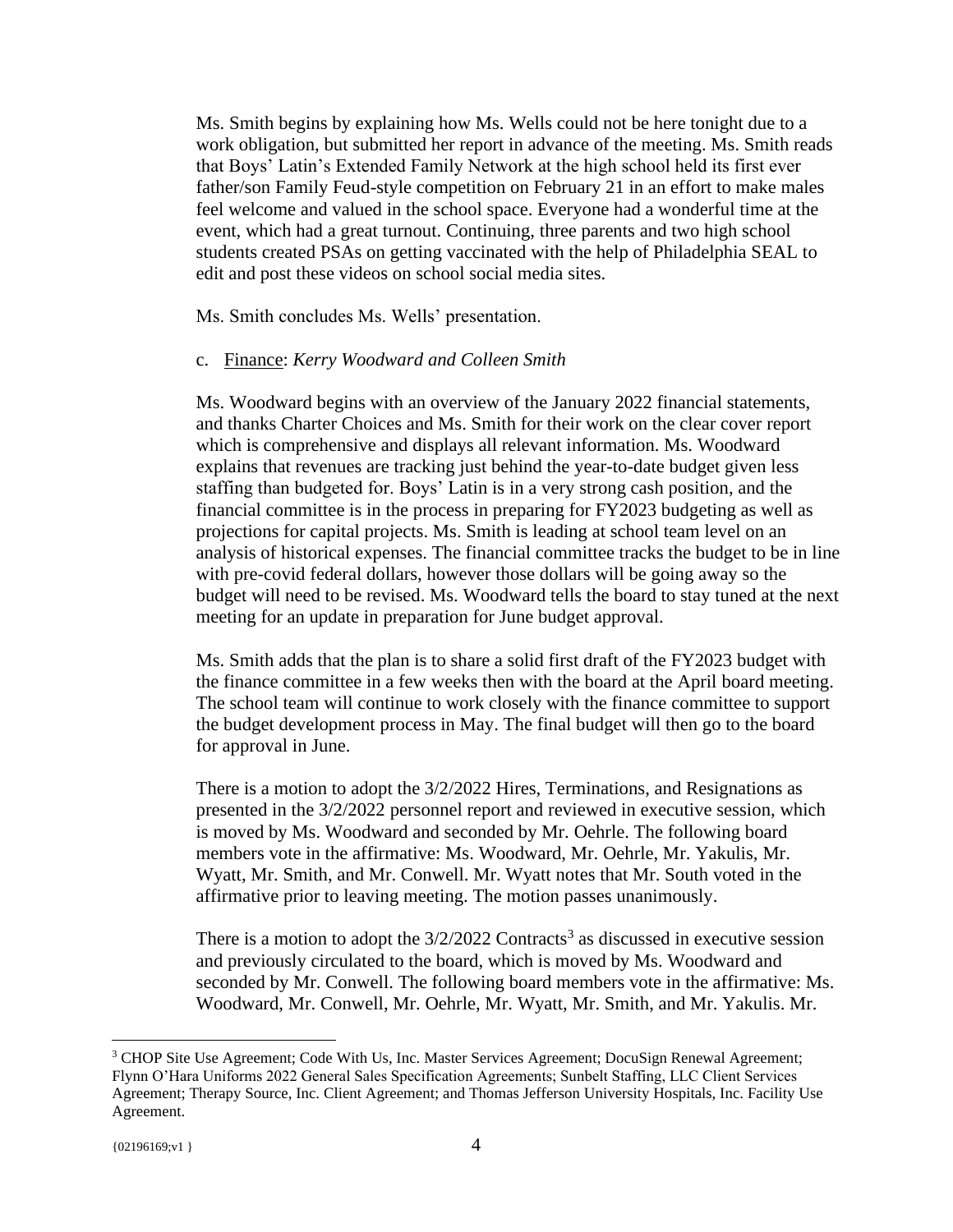Ms. Smith begins by explaining how Ms. Wells could not be here tonight due to a work obligation, but submitted her report in advance of the meeting. Ms. Smith reads that Boys' Latin's Extended Family Network at the high school held its first ever father/son Family Feud-style competition on February 21 in an effort to make males feel welcome and valued in the school space. Everyone had a wonderful time at the event, which had a great turnout. Continuing, three parents and two high school students created PSAs on getting vaccinated with the help of Philadelphia SEAL to edit and post these videos on school social media sites.

Ms. Smith concludes Ms. Wells' presentation.

c. <u>Finance</u>: *Kerry Woodward and Colleen Smith*

Ms. Woodward begins with an overview of the January 2022 financial statements, and thanks Charter Choices and Ms. Smith for their work on the clear cover report which is comprehensive and displays all relevant information. Ms. Woodward explains that revenues are tracking just behind the year-to-date budget given less staffing than budgeted for. Boys' Latin is in a very strong cash position, and the financial committee is in the process in preparing for FY2023 budgeting as well as projections for capital projects. Ms. Smith is leading at school team level on an analysis of historical expenses. The financial committee tracks the budget to be in line with pre-covid federal dollars, however those dollars will be going away so the budget will need to be revised. Ms. Woodward tells the board to stay tuned at the next meeting for an update in preparation for June budget approval.

Ms. Smith adds that the plan is to share a solid first draft of the FY2023 budget with the finance committee in a few weeks then with the board at the April board meeting. The school team will continue to work closely with the finance committee to support the budget development process in May. The final budget will then go to the board for approval in June.

There is a motion to adopt the 3/2/2022 Hires, Terminations, and Resignations as presented in the 3/2/2022 personnel report and reviewed in executive session, which is moved by Ms. Woodward and seconded by Mr. Oehrle. The following board members vote in the affirmative: Ms. Woodward, Mr. Oehrle, Mr. Yakulis, Mr. Wyatt, Mr. Smith, and Mr. Conwell. Mr. Wyatt notes that Mr. South voted in the affirmative prior to leaving meeting. The motion passes unanimously.

There is a motion to adopt the 3/2/2022 Contracts[3] as discussed in executive session and previously circulated to the board, which is moved by Ms. Woodward and seconded by Mr. Conwell. The following board members vote in the affirmative: Ms. Woodward, Mr. Conwell, Mr. Oehrle, Mr. Wyatt, Mr. Smith, and Mr. Yakulis. Mr.

---

[3] CHOP Site Use Agreement; Code With Us, Inc. Master Services Agreement; DocuSign Renewal Agreement; Flynn O'Hara Uniforms 2022 General Sales Specification Agreements; Sunbelt Staffing, LLC Client Services Agreement; Therapy Source, Inc. Client Agreement; and Thomas Jefferson University Hospitals, Inc. Facility Use Agreement.

{02196169;v1 }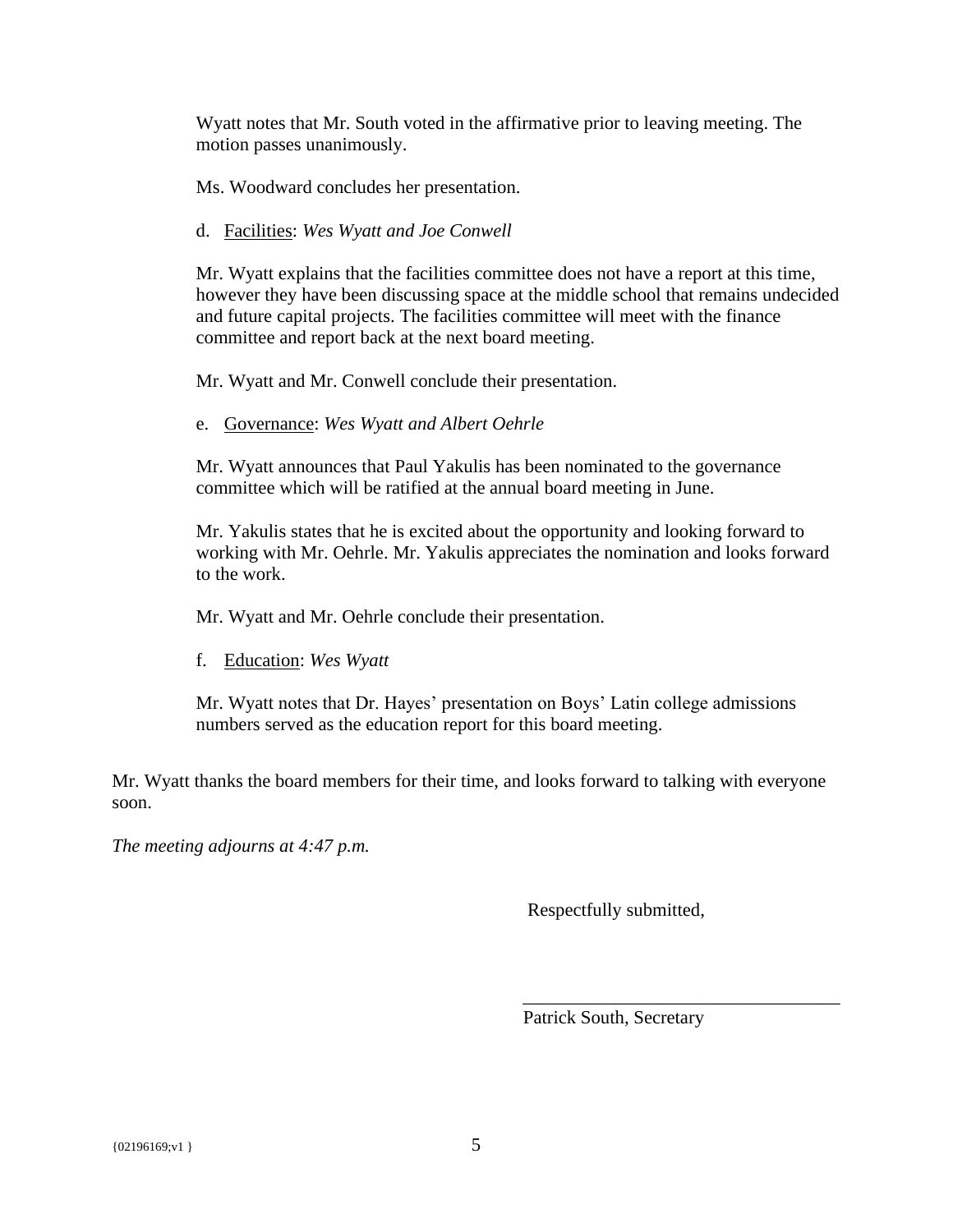Wyatt notes that Mr. South voted in the affirmative prior to leaving meeting. The motion passes unanimously.

Ms. Woodward concludes her presentation.

d. <u>Facilities</u>: *Wes Wyatt and Joe Conwell*

Mr. Wyatt explains that the facilities committee does not have a report at this time, however they have been discussing space at the middle school that remains undecided and future capital projects. The facilities committee will meet with the finance committee and report back at the next board meeting.

Mr. Wyatt and Mr. Conwell conclude their presentation.

e. <u>Governance</u>: *Wes Wyatt and Albert Oehrle*

Mr. Wyatt announces that Paul Yakulis has been nominated to the governance committee which will be ratified at the annual board meeting in June.

Mr. Yakulis states that he is excited about the opportunity and looking forward to working with Mr. Oehrle. Mr. Yakulis appreciates the nomination and looks forward to the work.

Mr. Wyatt and Mr. Oehrle conclude their presentation.

f. <u>Education</u>: *Wes Wyatt*

Mr. Wyatt notes that Dr. Hayes' presentation on Boys' Latin college admissions numbers served as the education report for this board meeting.

Mr. Wyatt thanks the board members for their time, and looks forward to talking with everyone soon.

*The meeting adjourns at 4:47 p.m.*

Respectfully submitted,

\_\_\_\_\_\_\_\_\_\_\_\_\_\_\_\_\_\_\_\_\_\_\_\_\_\_\_\_\_\_\_\_\_\_\_

Patrick South, Secretary

{02196169;v1 }